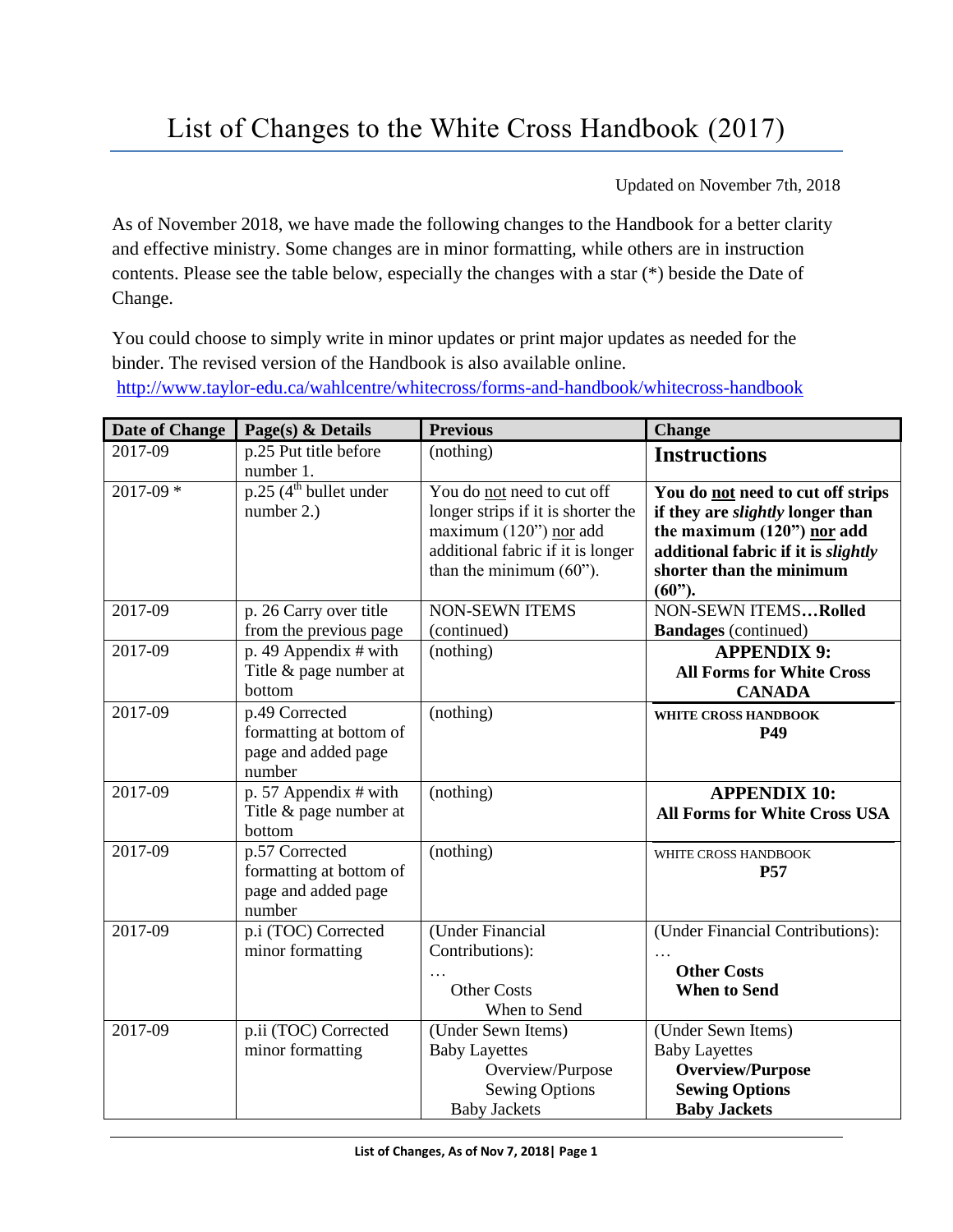# List of Changes to the White Cross Handbook (2017)

Updated on November 7th, 2018

As of November 2018, we have made the following changes to the Handbook for a better clarity and effective ministry. Some changes are in minor formatting, while others are in instruction contents. Please see the table below, especially the changes with a star (*) beside the Date of Change.

You could choose to simply write in minor updates or print major updates as needed for the binder. The revised version of the Handbook is also available online.
http://www.taylor-edu.ca/wahlcentre/whitecross/forms-and-handbook/whitecross-handbook

| Date of Change | Page(s) & Details | Previous | Change |
|---|---|---|---|
| 2017-09 | p.25 Put title before number 1. | (nothing) | **Instructions** |
| 2017-09 * | p.25 (4th bullet under number 2.) | You do not need to cut off longer strips if it is shorter the maximum (120") nor add additional fabric if it is longer than the minimum (60"). | **You do not need to cut off strips if they are *slightly* longer than the maximum (120") nor add additional fabric if it is *slightly* shorter than the minimum (60").** |
| 2017-09 | p. 26 Carry over title from the previous page | NON-SEWN ITEMS (continued) | NON-SEWN ITEMS**…Rolled Bandages** (continued) |
| 2017-09 | p. 49 Appendix # with Title & page number at bottom | (nothing) | **APPENDIX 9: All Forms for White Cross CANADA** |
| 2017-09 | p.49 Corrected formatting at bottom of page and added page number | (nothing) | **WHITE CROSS HANDBOOK P49** |
| 2017-09 | p. 57 Appendix # with Title & page number at bottom | (nothing) | **APPENDIX 10: All Forms for White Cross USA** |
| 2017-09 | p.57 Corrected formatting at bottom of page and added page number | (nothing) | WHITE CROSS HANDBOOK **P57** |
| 2017-09 | p.i (TOC) Corrected minor formatting | (Under Financial Contributions): … Other Costs When to Send | (Under Financial Contributions): … **Other Costs** **When to Send** |
| 2017-09 | p.ii (TOC) Corrected minor formatting | (Under Sewn Items) Baby Layettes Overview/Purpose Sewing Options Baby Jackets | (Under Sewn Items) Baby Layettes **Overview/Purpose** **Sewing Options** **Baby Jackets** |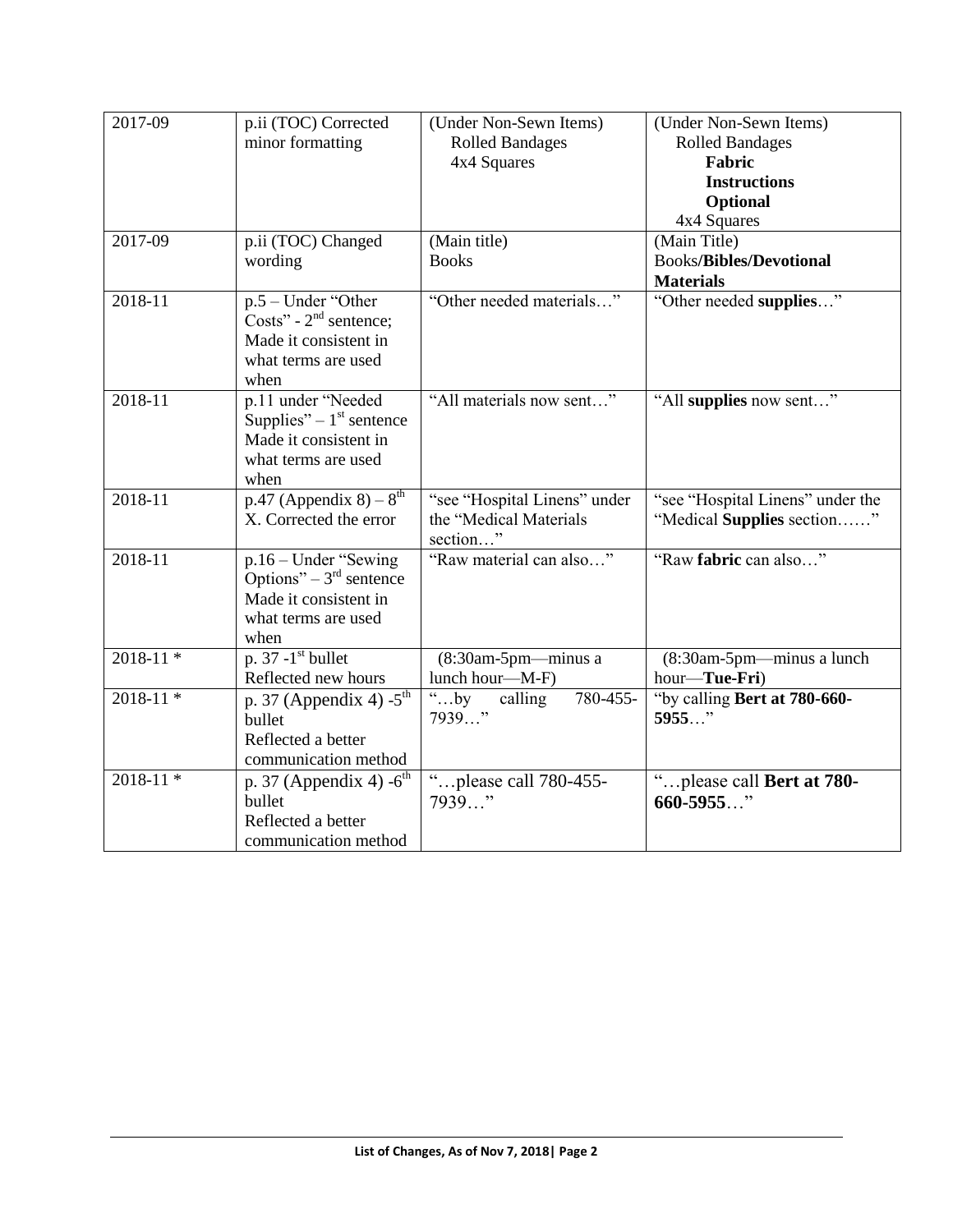| | | | |
|---|---|---|---|
| 2017-09 | p.ii (TOC) Corrected minor formatting | (Under Non-Sewn Items)<br>Rolled Bandages<br>4x4 Squares | (Under Non-Sewn Items)<br>Rolled Bandages<br>**Fabric**<br>**Instructions**<br>**Optional**<br>4x4 Squares |
| 2017-09 | p.ii (TOC) Changed wording | (Main title)<br>Books | (Main Title)<br>Books/**Bibles/Devotional Materials** |
| 2018-11 | p.5 – Under "Other Costs" - 2nd sentence; Made it consistent in what terms are used when | "Other needed materials…" | "Other needed **supplies**…" |
| 2018-11 | p.11 under "Needed Supplies" – 1st sentence Made it consistent in what terms are used when | "All materials now sent…" | "All **supplies** now sent…" |
| 2018-11 | p.47 (Appendix 8) – 8th X. Corrected the error | "see "Hospital Linens" under the "Medical Materials section…" | "see "Hospital Linens" under the "Medical **Supplies** section……" |
| 2018-11 | p.16 – Under "Sewing Options" – 3rd sentence Made it consistent in what terms are used when | "Raw material can also…" | "Raw **fabric** can also…" |
| 2018-11 * | p. 37 -1st bullet Reflected new hours | (8:30am-5pm—minus a lunch hour—M-F) | (8:30am-5pm—minus a lunch hour—**Tue-Fri**) |
| 2018-11 * | p. 37 (Appendix 4) -5th bullet Reflected a better communication method | "…by calling 780-455-7939…" | "by calling **Bert at 780-660-5955**…" |
| 2018-11 * | p. 37 (Appendix 4) -6th bullet Reflected a better communication method | "…please call 780-455-7939…" | "…please call **Bert at 780-660-5955**…" |